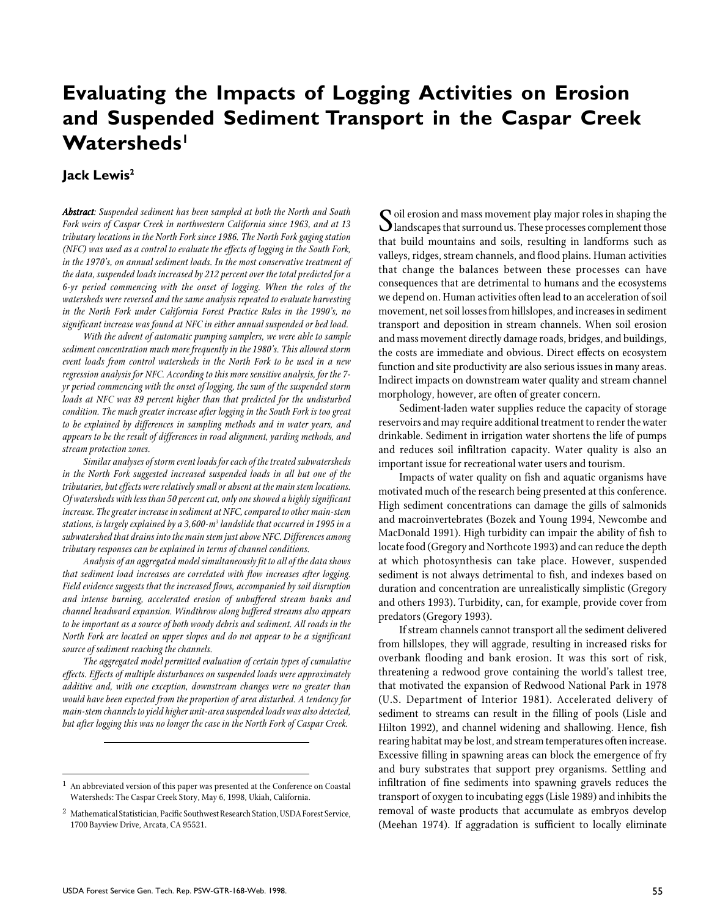# Evaluating the Impacts of Logging Activities on Erosion and Suspended Sediment Transport in the Caspar Creek Watersheds[1]

## Jack Lewis[2]

***Abstract**: Suspended sediment has been sampled at both the North and South Fork weirs of Caspar Creek in northwestern California since 1963, and at 13 tributary locations in the North Fork since 1986. The North Fork gaging station (NFC) was used as a control to evaluate the effects of logging in the South Fork, in the 1970's, on annual sediment loads. In the most conservative treatment of the data, suspended loads increased by 212 percent over the total predicted for a 6-yr period commencing with the onset of logging. When the roles of the watersheds were reversed and the same analysis repeated to evaluate harvesting in the North Fork under California Forest Practice Rules in the 1990's, no significant increase was found at NFC in either annual suspended or bed load.*

*With the advent of automatic pumping samplers, we were able to sample sediment concentration much more frequently in the 1980's. This allowed storm event loads from control watersheds in the North Fork to be used in a new regression analysis for NFC. According to this more sensitive analysis, for the 7-yr period commencing with the onset of logging, the sum of the suspended storm loads at NFC was 89 percent higher than that predicted for the undisturbed condition. The much greater increase after logging in the South Fork is too great to be explained by differences in sampling methods and in water years, and appears to be the result of differences in road alignment, yarding methods, and stream protection zones.*

*Similar analyses of storm event loads for each of the treated subwatersheds in the North Fork suggested increased suspended loads in all but one of the tributaries, but effects were relatively small or absent at the main stem locations. Of watersheds with less than 50 percent cut, only one showed a highly significant increase. The greater increase in sediment at NFC, compared to other main-stem stations, is largely explained by a 3,600-$m^3$ landslide that occurred in 1995 in a subwatershed that drains into the main stem just above NFC. Differences among tributary responses can be explained in terms of channel conditions.*

*Analysis of an aggregated model simultaneously fit to all of the data shows that sediment load increases are correlated with flow increases after logging. Field evidence suggests that the increased flows, accompanied by soil disruption and intense burning, accelerated erosion of unbuffered stream banks and channel headward expansion. Windthrow along buffered streams also appears to be important as a source of both woody debris and sediment. All roads in the North Fork are located on upper slopes and do not appear to be a significant source of sediment reaching the channels.*

*The aggregated model permitted evaluation of certain types of cumulative effects. Effects of multiple disturbances on suspended loads were approximately additive and, with one exception, downstream changes were no greater than would have been expected from the proportion of area disturbed. A tendency for main-stem channels to yield higher unit-area suspended loads was also detected, but after logging this was no longer the case in the North Fork of Caspar Creek.*

---

[1] An abbreviated version of this paper was presented at the Conference on Coastal Watersheds: The Caspar Creek Story, May 6, 1998, Ukiah, California.

[2] Mathematical Statistician, Pacific Southwest Research Station, USDA Forest Service, 1700 Bayview Drive, Arcata, CA 95521.

Soil erosion and mass movement play major roles in shaping the landscapes that surround us. These processes complement those that build mountains and soils, resulting in landforms such as valleys, ridges, stream channels, and flood plains. Human activities that change the balances between these processes can have consequences that are detrimental to humans and the ecosystems we depend on. Human activities often lead to an acceleration of soil movement, net soil losses from hillslopes, and increases in sediment transport and deposition in stream channels. When soil erosion and mass movement directly damage roads, bridges, and buildings, the costs are immediate and obvious. Direct effects on ecosystem function and site productivity are also serious issues in many areas. Indirect impacts on downstream water quality and stream channel morphology, however, are often of greater concern.

Sediment-laden water supplies reduce the capacity of storage reservoirs and may require additional treatment to render the water drinkable. Sediment in irrigation water shortens the life of pumps and reduces soil infiltration capacity. Water quality is also an important issue for recreational water users and tourism.

Impacts of water quality on fish and aquatic organisms have motivated much of the research being presented at this conference. High sediment concentrations can damage the gills of salmonids and macroinvertebrates (Bozek and Young 1994, Newcombe and MacDonald 1991). High turbidity can impair the ability of fish to locate food (Gregory and Northcote 1993) and can reduce the depth at which photosynthesis can take place. However, suspended sediment is not always detrimental to fish, and indexes based on duration and concentration are unrealistically simplistic (Gregory and others 1993). Turbidity, can, for example, provide cover from predators (Gregory 1993).

If stream channels cannot transport all the sediment delivered from hillslopes, they will aggrade, resulting in increased risks for overbank flooding and bank erosion. It was this sort of risk, threatening a redwood grove containing the world's tallest tree, that motivated the expansion of Redwood National Park in 1978 (U.S. Department of Interior 1981). Accelerated delivery of sediment to streams can result in the filling of pools (Lisle and Hilton 1992), and channel widening and shallowing. Hence, fish rearing habitat may be lost, and stream temperatures often increase. Excessive filling in spawning areas can block the emergence of fry and bury substrates that support prey organisms. Settling and infiltration of fine sediments into spawning gravels reduces the transport of oxygen to incubating eggs (Lisle 1989) and inhibits the removal of waste products that accumulate as embryos develop (Meehan 1974). If aggradation is sufficient to locally eliminate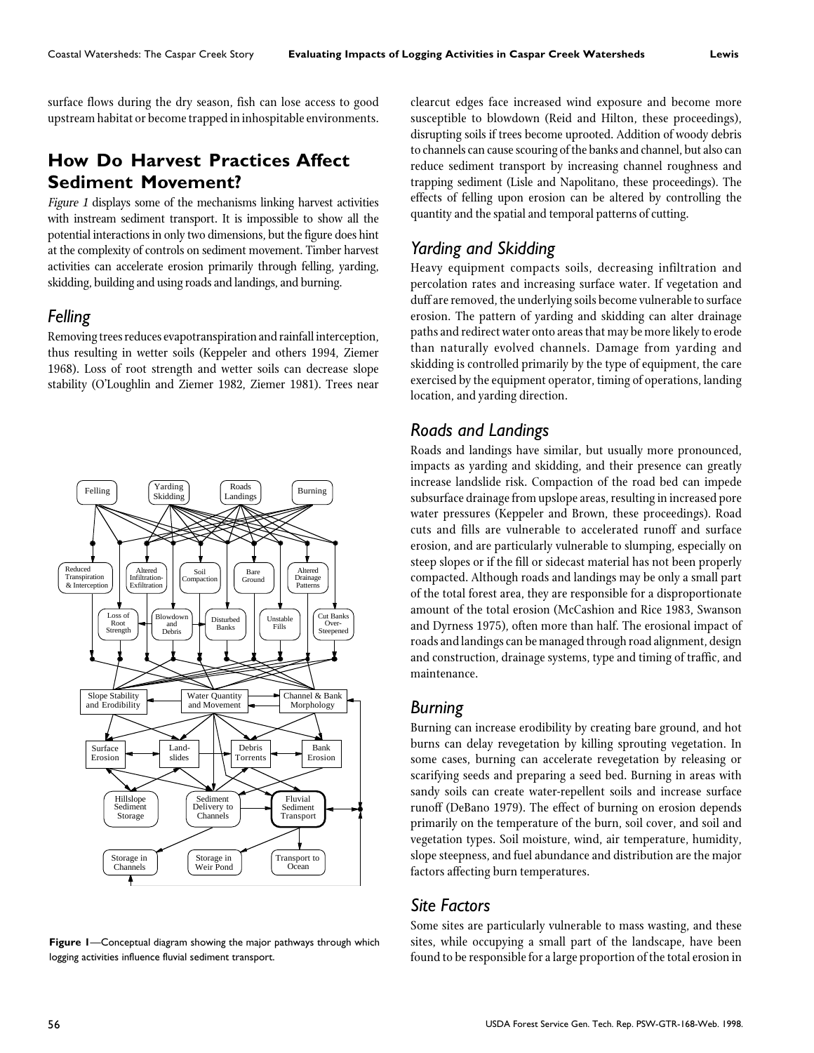surface flows during the dry season, fish can lose access to good upstream habitat or become trapped in inhospitable environments.

## How Do Harvest Practices Affect Sediment Movement?

*Figure 1* displays some of the mechanisms linking harvest activities with instream sediment transport. It is impossible to show all the potential interactions in only two dimensions, but the figure does hint at the complexity of controls on sediment movement. Timber harvest activities can accelerate erosion primarily through felling, yarding, skidding, building and using roads and landings, and burning.

### *Felling*

Removing trees reduces evapotranspiration and rainfall interception, thus resulting in wetter soils (Keppeler and others 1994, Ziemer 1968). Loss of root strength and wetter soils can decrease slope stability (O'Loughlin and Ziemer 1982, Ziemer 1981). Trees near clearcut edges face increased wind exposure and become more susceptible to blowdown (Reid and Hilton, these proceedings), disrupting soils if trees become uprooted. Addition of woody debris to channels can cause scouring of the banks and channel, but also can reduce sediment transport by increasing channel roughness and trapping sediment (Lisle and Napolitano, these proceedings). The effects of felling upon erosion can be altered by controlling the quantity and the spatial and temporal patterns of cutting.

**Figure 1**—Conceptual diagram showing the major pathways through which logging activities influence fluvial sediment transport.

### *Yarding and Skidding*

Heavy equipment compacts soils, decreasing infiltration and percolation rates and increasing surface water. If vegetation and duff are removed, the underlying soils become vulnerable to surface erosion. The pattern of yarding and skidding can alter drainage paths and redirect water onto areas that may be more likely to erode than naturally evolved channels. Damage from yarding and skidding is controlled primarily by the type of equipment, the care exercised by the equipment operator, timing of operations, landing location, and yarding direction.

### *Roads and Landings*

Roads and landings have similar, but usually more pronounced, impacts as yarding and skidding, and their presence can greatly increase landslide risk. Compaction of the road bed can impede subsurface drainage from upslope areas, resulting in increased pore water pressures (Keppeler and Brown, these proceedings). Road cuts and fills are vulnerable to accelerated runoff and surface erosion, and are particularly vulnerable to slumping, especially on steep slopes or if the fill or sidecast material has not been properly compacted. Although roads and landings may be only a small part of the total forest area, they are responsible for a disproportionate amount of the total erosion (McCashion and Rice 1983, Swanson and Dyrness 1975), often more than half. The erosional impact of roads and landings can be managed through road alignment, design and construction, drainage systems, type and timing of traffic, and maintenance.

### *Burning*

Burning can increase erodibility by creating bare ground, and hot burns can delay revegetation by killing sprouting vegetation. In some cases, burning can accelerate revegetation by releasing or scarifying seeds and preparing a seed bed. Burning in areas with sandy soils can create water-repellent soils and increase surface runoff (DeBano 1979). The effect of burning on erosion depends primarily on the temperature of the burn, soil cover, and soil and vegetation types. Soil moisture, wind, air temperature, humidity, slope steepness, and fuel abundance and distribution are the major factors affecting burn temperatures.

### *Site Factors*

Some sites are particularly vulnerable to mass wasting, and these sites, while occupying a small part of the landscape, have been found to be responsible for a large proportion of the total erosion in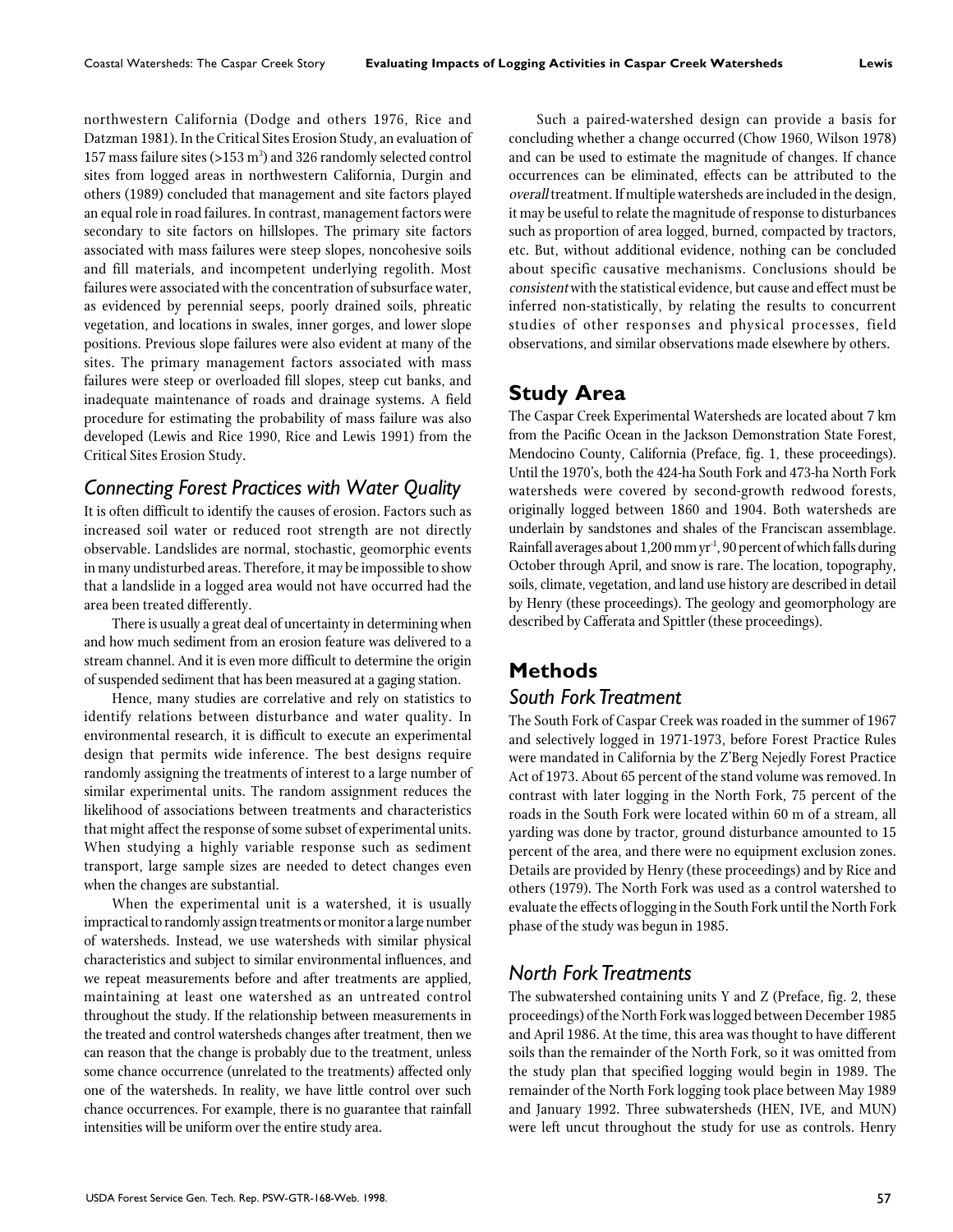northwestern California (Dodge and others 1976, Rice and Datzman 1981). In the Critical Sites Erosion Study, an evaluation of 157 mass failure sites (>153 $m^3$) and 326 randomly selected control sites from logged areas in northwestern California, Durgin and others (1989) concluded that management and site factors played an equal role in road failures. In contrast, management factors were secondary to site factors on hillslopes. The primary site factors associated with mass failures were steep slopes, noncohesive soils and fill materials, and incompetent underlying regolith. Most failures were associated with the concentration of subsurface water, as evidenced by perennial seeps, poorly drained soils, phreatic vegetation, and locations in swales, inner gorges, and lower slope positions. Previous slope failures were also evident at many of the sites. The primary management factors associated with mass failures were steep or overloaded fill slopes, steep cut banks, and inadequate maintenance of roads and drainage systems. A field procedure for estimating the probability of mass failure was also developed (Lewis and Rice 1990, Rice and Lewis 1991) from the Critical Sites Erosion Study.

### *Connecting Forest Practices with Water Quality*

It is often difficult to identify the causes of erosion. Factors such as increased soil water or reduced root strength are not directly observable. Landslides are normal, stochastic, geomorphic events in many undisturbed areas. Therefore, it may be impossible to show that a landslide in a logged area would not have occurred had the area been treated differently.

There is usually a great deal of uncertainty in determining when and how much sediment from an erosion feature was delivered to a stream channel. And it is even more difficult to determine the origin of suspended sediment that has been measured at a gaging station.

Hence, many studies are correlative and rely on statistics to identify relations between disturbance and water quality. In environmental research, it is difficult to execute an experimental design that permits wide inference. The best designs require randomly assigning the treatments of interest to a large number of similar experimental units. The random assignment reduces the likelihood of associations between treatments and characteristics that might affect the response of some subset of experimental units. When studying a highly variable response such as sediment transport, large sample sizes are needed to detect changes even when the changes are substantial.

When the experimental unit is a watershed, it is usually impractical to randomly assign treatments or monitor a large number of watersheds. Instead, we use watersheds with similar physical characteristics and subject to similar environmental influences, and we repeat measurements before and after treatments are applied, maintaining at least one watershed as an untreated control throughout the study. If the relationship between measurements in the treated and control watersheds changes after treatment, then we can reason that the change is probably due to the treatment, unless some chance occurrence (unrelated to the treatments) affected only one of the watersheds. In reality, we have little control over such chance occurrences. For example, there is no guarantee that rainfall intensities will be uniform over the entire study area.

Such a paired-watershed design can provide a basis for concluding whether a change occurred (Chow 1960, Wilson 1978) and can be used to estimate the magnitude of changes. If chance occurrences can be eliminated, effects can be attributed to the *overall* treatment. If multiple watersheds are included in the design, it may be useful to relate the magnitude of response to disturbances such as proportion of area logged, burned, compacted by tractors, etc. But, without additional evidence, nothing can be concluded about specific causative mechanisms. Conclusions should be *consistent* with the statistical evidence, but cause and effect must be inferred non-statistically, by relating the results to concurrent studies of other responses and physical processes, field observations, and similar observations made elsewhere by others.

## Study Area

The Caspar Creek Experimental Watersheds are located about 7 km from the Pacific Ocean in the Jackson Demonstration State Forest, Mendocino County, California (Preface, fig. 1, these proceedings). Until the 1970's, both the 424-ha South Fork and 473-ha North Fork watersheds were covered by second-growth redwood forests, originally logged between 1860 and 1904. Both watersheds are underlain by sandstones and shales of the Franciscan assemblage. Rainfall averages about 1,200 mm $yr^{-1}$, 90 percent of which falls during October through April, and snow is rare. The location, topography, soils, climate, vegetation, and land use history are described in detail by Henry (these proceedings). The geology and geomorphology are described by Cafferata and Spittler (these proceedings).

## Methods

### *South Fork Treatment*

The South Fork of Caspar Creek was roaded in the summer of 1967 and selectively logged in 1971-1973, before Forest Practice Rules were mandated in California by the Z'Berg Nejedly Forest Practice Act of 1973. About 65 percent of the stand volume was removed. In contrast with later logging in the North Fork, 75 percent of the roads in the South Fork were located within 60 m of a stream, all yarding was done by tractor, ground disturbance amounted to 15 percent of the area, and there were no equipment exclusion zones. Details are provided by Henry (these proceedings) and by Rice and others (1979). The North Fork was used as a control watershed to evaluate the effects of logging in the South Fork until the North Fork phase of the study was begun in 1985.

### *North Fork Treatments*

The subwatershed containing units Y and Z (Preface, fig. 2, these proceedings) of the North Fork was logged between December 1985 and April 1986. At the time, this area was thought to have different soils than the remainder of the North Fork, so it was omitted from the study plan that specified logging would begin in 1989. The remainder of the North Fork logging took place between May 1989 and January 1992. Three subwatersheds (HEN, IVE, and MUN) were left uncut throughout the study for use as controls. Henry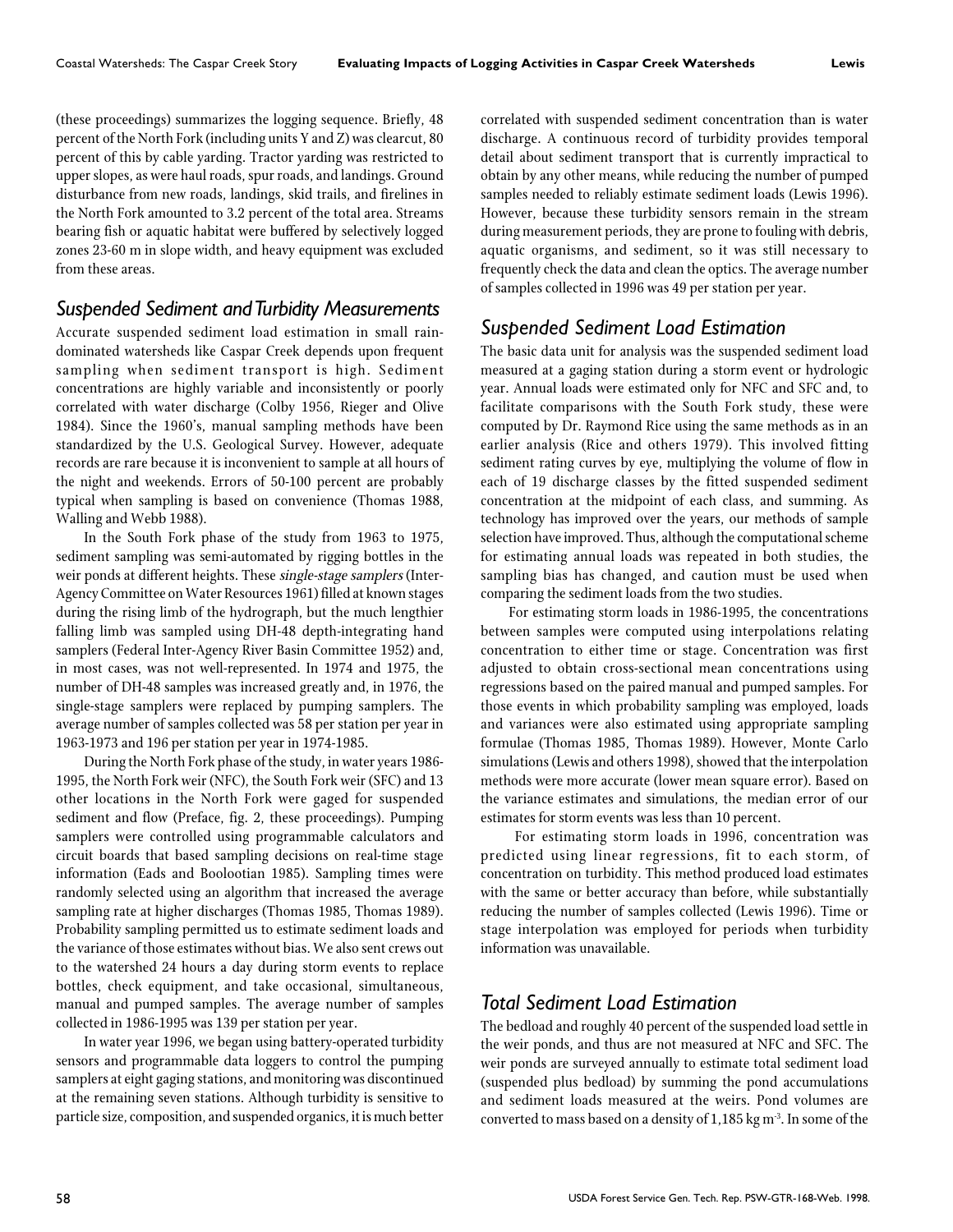(these proceedings) summarizes the logging sequence. Briefly, 48 percent of the North Fork (including units Y and Z) was clearcut, 80 percent of this by cable yarding. Tractor yarding was restricted to upper slopes, as were haul roads, spur roads, and landings. Ground disturbance from new roads, landings, skid trails, and firelines in the North Fork amounted to 3.2 percent of the total area. Streams bearing fish or aquatic habitat were buffered by selectively logged zones 23-60 m in slope width, and heavy equipment was excluded from these areas.

## Suspended Sediment and Turbidity Measurements

Accurate suspended sediment load estimation in small rain-dominated watersheds like Caspar Creek depends upon frequent sampling when sediment transport is high. Sediment concentrations are highly variable and inconsistently or poorly correlated with water discharge (Colby 1956, Rieger and Olive 1984). Since the 1960's, manual sampling methods have been standardized by the U.S. Geological Survey. However, adequate records are rare because it is inconvenient to sample at all hours of the night and weekends. Errors of 50-100 percent are probably typical when sampling is based on convenience (Thomas 1988, Walling and Webb 1988).

In the South Fork phase of the study from 1963 to 1975, sediment sampling was semi-automated by rigging bottles in the weir ponds at different heights. These *single-stage samplers* (Inter-Agency Committee on Water Resources 1961) filled at known stages during the rising limb of the hydrograph, but the much lengthier falling limb was sampled using DH-48 depth-integrating hand samplers (Federal Inter-Agency River Basin Committee 1952) and, in most cases, was not well-represented. In 1974 and 1975, the number of DH-48 samples was increased greatly and, in 1976, the single-stage samplers were replaced by pumping samplers. The average number of samples collected was 58 per station per year in 1963-1973 and 196 per station per year in 1974-1985.

During the North Fork phase of the study, in water years 1986-1995, the North Fork weir (NFC), the South Fork weir (SFC) and 13 other locations in the North Fork were gaged for suspended sediment and flow (Preface, fig. 2, these proceedings). Pumping samplers were controlled using programmable calculators and circuit boards that based sampling decisions on real-time stage information (Eads and Boolootian 1985). Sampling times were randomly selected using an algorithm that increased the average sampling rate at higher discharges (Thomas 1985, Thomas 1989). Probability sampling permitted us to estimate sediment loads and the variance of those estimates without bias. We also sent crews out to the watershed 24 hours a day during storm events to replace bottles, check equipment, and take occasional, simultaneous, manual and pumped samples. The average number of samples collected in 1986-1995 was 139 per station per year.

In water year 1996, we began using battery-operated turbidity sensors and programmable data loggers to control the pumping samplers at eight gaging stations, and monitoring was discontinued at the remaining seven stations. Although turbidity is sensitive to particle size, composition, and suspended organics, it is much better correlated with suspended sediment concentration than is water discharge. A continuous record of turbidity provides temporal detail about sediment transport that is currently impractical to obtain by any other means, while reducing the number of pumped samples needed to reliably estimate sediment loads (Lewis 1996). However, because these turbidity sensors remain in the stream during measurement periods, they are prone to fouling with debris, aquatic organisms, and sediment, so it was still necessary to frequently check the data and clean the optics. The average number of samples collected in 1996 was 49 per station per year.

## Suspended Sediment Load Estimation

The basic data unit for analysis was the suspended sediment load measured at a gaging station during a storm event or hydrologic year. Annual loads were estimated only for NFC and SFC and, to facilitate comparisons with the South Fork study, these were computed by Dr. Raymond Rice using the same methods as in an earlier analysis (Rice and others 1979). This involved fitting sediment rating curves by eye, multiplying the volume of flow in each of 19 discharge classes by the fitted suspended sediment concentration at the midpoint of each class, and summing. As technology has improved over the years, our methods of sample selection have improved. Thus, although the computational scheme for estimating annual loads was repeated in both studies, the sampling bias has changed, and caution must be used when comparing the sediment loads from the two studies.

For estimating storm loads in 1986-1995, the concentrations between samples were computed using interpolations relating concentration to either time or stage. Concentration was first adjusted to obtain cross-sectional mean concentrations using regressions based on the paired manual and pumped samples. For those events in which probability sampling was employed, loads and variances were also estimated using appropriate sampling formulae (Thomas 1985, Thomas 1989). However, Monte Carlo simulations (Lewis and others 1998), showed that the interpolation methods were more accurate (lower mean square error). Based on the variance estimates and simulations, the median error of our estimates for storm events was less than 10 percent.

For estimating storm loads in 1996, concentration was predicted using linear regressions, fit to each storm, of concentration on turbidity. This method produced load estimates with the same or better accuracy than before, while substantially reducing the number of samples collected (Lewis 1996). Time or stage interpolation was employed for periods when turbidity information was unavailable.

## Total Sediment Load Estimation

The bedload and roughly 40 percent of the suspended load settle in the weir ponds, and thus are not measured at NFC and SFC. The weir ponds are surveyed annually to estimate total sediment load (suspended plus bedload) by summing the pond accumulations and sediment loads measured at the weirs. Pond volumes are converted to mass based on a density of 1,185 kg m$^{-3}$. In some of the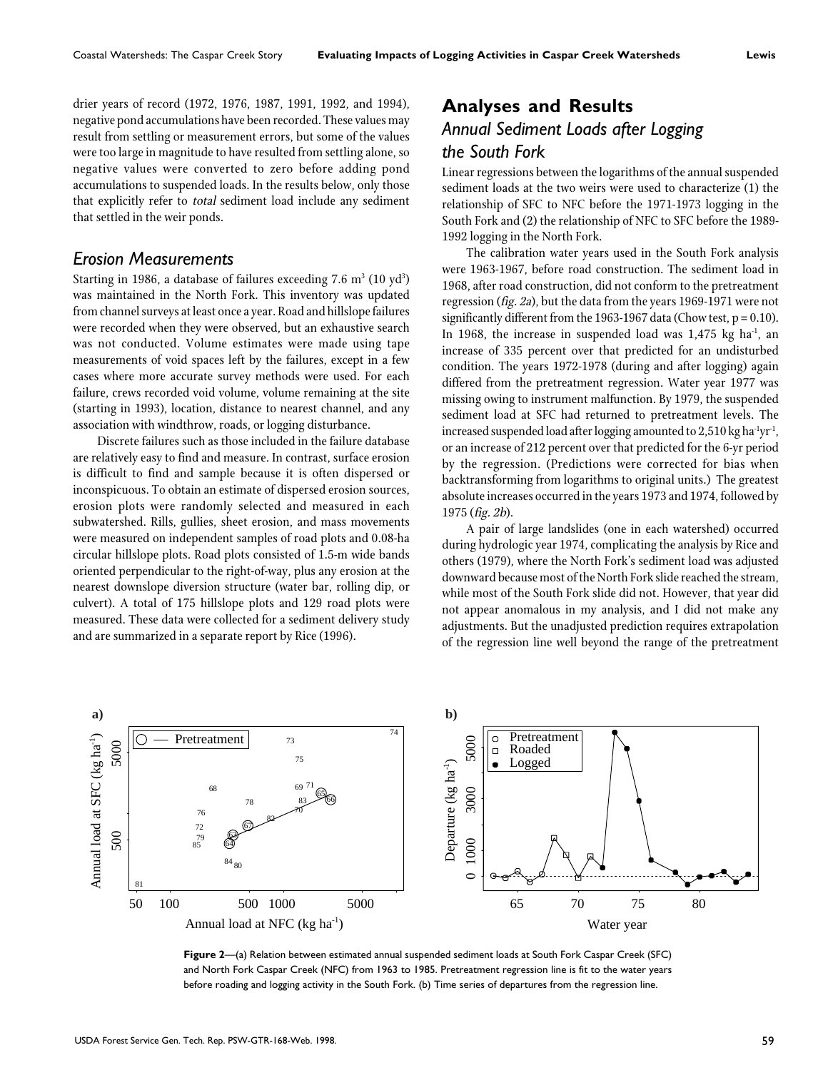drier years of record (1972, 1976, 1987, 1991, 1992, and 1994), negative pond accumulations have been recorded. These values may result from settling or measurement errors, but some of the values were too large in magnitude to have resulted from settling alone, so negative values were converted to zero before adding pond accumulations to suspended loads. In the results below, only those that explicitly refer to *total* sediment load include any sediment that settled in the weir ponds.

### Erosion Measurements

Starting in 1986, a database of failures exceeding 7.6 $m^3$ (10 $yd^3$) was maintained in the North Fork. This inventory was updated from channel surveys at least once a year. Road and hillslope failures were recorded when they were observed, but an exhaustive search was not conducted. Volume estimates were made using tape measurements of void spaces left by the failures, except in a few cases where more accurate survey methods were used. For each failure, crews recorded void volume, volume remaining at the site (starting in 1993), location, distance to nearest channel, and any association with windthrow, roads, or logging disturbance.

Discrete failures such as those included in the failure database are relatively easy to find and measure. In contrast, surface erosion is difficult to find and sample because it is often dispersed or inconspicuous. To obtain an estimate of dispersed erosion sources, erosion plots were randomly selected and measured in each subwatershed. Rills, gullies, sheet erosion, and mass movements were measured on independent samples of road plots and 0.08-ha circular hillslope plots. Road plots consisted of 1.5-m wide bands oriented perpendicular to the right-of-way, plus any erosion at the nearest downslope diversion structure (water bar, rolling dip, or culvert). A total of 175 hillslope plots and 129 road plots were measured. These data were collected for a sediment delivery study and are summarized in a separate report by Rice (1996).

## Analyses and Results

### Annual Sediment Loads after Logging the South Fork

Linear regressions between the logarithms of the annual suspended sediment loads at the two weirs were used to characterize (1) the relationship of SFC to NFC before the 1971-1973 logging in the South Fork and (2) the relationship of NFC to SFC before the 1989-1992 logging in the North Fork.

The calibration water years used in the South Fork analysis were 1963-1967, before road construction. The sediment load in 1968, after road construction, did not conform to the pretreatment regression (*fig. 2a*), but the data from the years 1969-1971 were not significantly different from the 1963-1967 data (Chow test, $p = 0.10$). In 1968, the increase in suspended load was 1,475 kg $ha^{-1}$, an increase of 335 percent over that predicted for an undisturbed condition. The years 1972-1978 (during and after logging) again differed from the pretreatment regression. Water year 1977 was missing owing to instrument malfunction. By 1979, the suspended sediment load at SFC had returned to pretreatment levels. The increased suspended load after logging amounted to 2,510 kg $ha^{-1}yr^{-1}$, or an increase of 212 percent over that predicted for the 6-yr period by the regression. (Predictions were corrected for bias when backtransforming from logarithms to original units.) The greatest absolute increases occurred in the years 1973 and 1974, followed by 1975 (*fig. 2b*).

A pair of large landslides (one in each watershed) occurred during hydrologic year 1974, complicating the analysis by Rice and others (1979), where the North Fork's sediment load was adjusted downward because most of the North Fork slide reached the stream, while most of the South Fork slide did not. However, that year did not appear anomalous in my analysis, and I did not make any adjustments. But the unadjusted prediction requires extrapolation of the regression line well beyond the range of the pretreatment

**Figure 2**—(a) Relation between estimated annual suspended sediment loads at South Fork Caspar Creek (SFC) and North Fork Caspar Creek (NFC) from 1963 to 1985. Pretreatment regression line is fit to the water years before roading and logging activity in the South Fork. (b) Time series of departures from the regression line.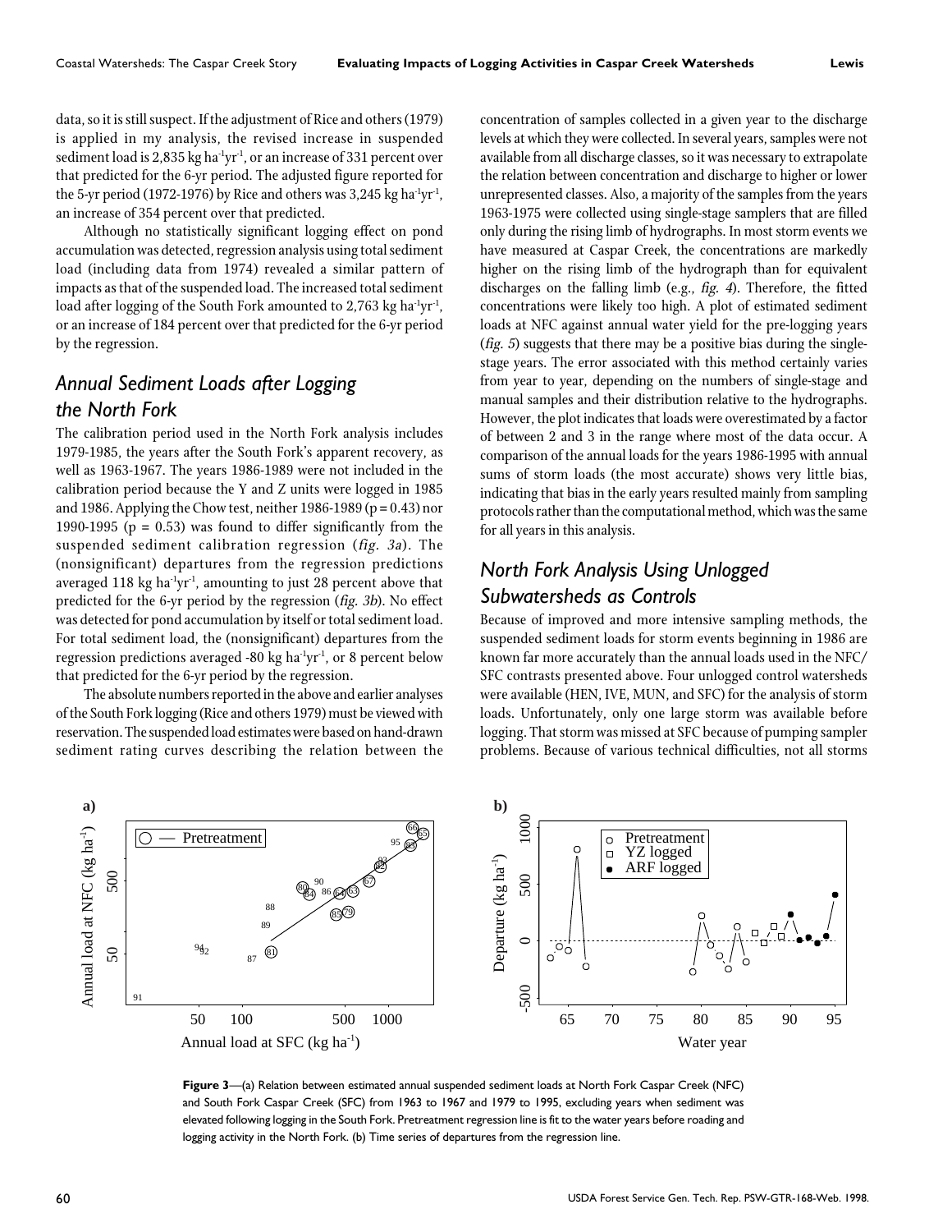data, so it is still suspect. If the adjustment of Rice and others (1979) is applied in my analysis, the revised increase in suspended sediment load is 2,835 kg ha$^{-1}$yr$^{-1}$, or an increase of 331 percent over that predicted for the 6-yr period. The adjusted figure reported for the 5-yr period (1972-1976) by Rice and others was 3,245 kg ha$^{-1}$yr$^{-1}$, an increase of 354 percent over that predicted.

Although no statistically significant logging effect on pond accumulation was detected, regression analysis using total sediment load (including data from 1974) revealed a similar pattern of impacts as that of the suspended load. The increased total sediment load after logging of the South Fork amounted to 2,763 kg ha$^{-1}$yr$^{-1}$, or an increase of 184 percent over that predicted for the 6-yr period by the regression.

## *Annual Sediment Loads after Logging the North Fork*

The calibration period used in the North Fork analysis includes 1979-1985, the years after the South Fork's apparent recovery, as well as 1963-1967. The years 1986-1989 were not included in the calibration period because the Y and Z units were logged in 1985 and 1986. Applying the Chow test, neither 1986-1989 ($p = 0.43$) nor 1990-1995 ($p = 0.53$) was found to differ significantly from the suspended sediment calibration regression (*fig. 3a*). The (nonsignificant) departures from the regression predictions averaged 118 kg ha$^{-1}$yr$^{-1}$, amounting to just 28 percent above that predicted for the 6-yr period by the regression (*fig. 3b*). No effect was detected for pond accumulation by itself or total sediment load. For total sediment load, the (nonsignificant) departures from the regression predictions averaged -80 kg ha$^{-1}$yr$^{-1}$, or 8 percent below that predicted for the 6-yr period by the regression.

The absolute numbers reported in the above and earlier analyses of the South Fork logging (Rice and others 1979) must be viewed with reservation. The suspended load estimates were based on hand-drawn sediment rating curves describing the relation between the concentration of samples collected in a given year to the discharge levels at which they were collected. In several years, samples were not available from all discharge classes, so it was necessary to extrapolate the relation between concentration and discharge to higher or lower unrepresented classes. Also, a majority of the samples from the years 1963-1975 were collected using single-stage samplers that are filled only during the rising limb of hydrographs. In most storm events we have measured at Caspar Creek, the concentrations are markedly higher on the rising limb of the hydrograph than for equivalent discharges on the falling limb (e.g., *fig. 4*). Therefore, the fitted concentrations were likely too high. A plot of estimated sediment loads at NFC against annual water yield for the pre-logging years (*fig. 5*) suggests that there may be a positive bias during the single-stage years. The error associated with this method certainly varies from year to year, depending on the numbers of single-stage and manual samples and their distribution relative to the hydrographs. However, the plot indicates that loads were overestimated by a factor of between 2 and 3 in the range where most of the data occur. A comparison of the annual loads for the years 1986-1995 with annual sums of storm loads (the most accurate) shows very little bias, indicating that bias in the early years resulted mainly from sampling protocols rather than the computational method, which was the same for all years in this analysis.

## *North Fork Analysis Using Unlogged Subwatersheds as Controls*

Because of improved and more intensive sampling methods, the suspended sediment loads for storm events beginning in 1986 are known far more accurately than the annual loads used in the NFC/SFC contrasts presented above. Four unlogged control watersheds were available (HEN, IVE, MUN, and SFC) for the analysis of storm loads. Unfortunately, only one large storm was available before logging. That storm was missed at SFC because of pumping sampler problems. Because of various technical difficulties, not all storms

**Figure 3**—(a) Relation between estimated annual suspended sediment loads at North Fork Caspar Creek (NFC) and South Fork Caspar Creek (SFC) from 1963 to 1967 and 1979 to 1995, excluding years when sediment was elevated following logging in the South Fork. Pretreatment regression line is fit to the water years before roading and logging activity in the North Fork. (b) Time series of departures from the regression line.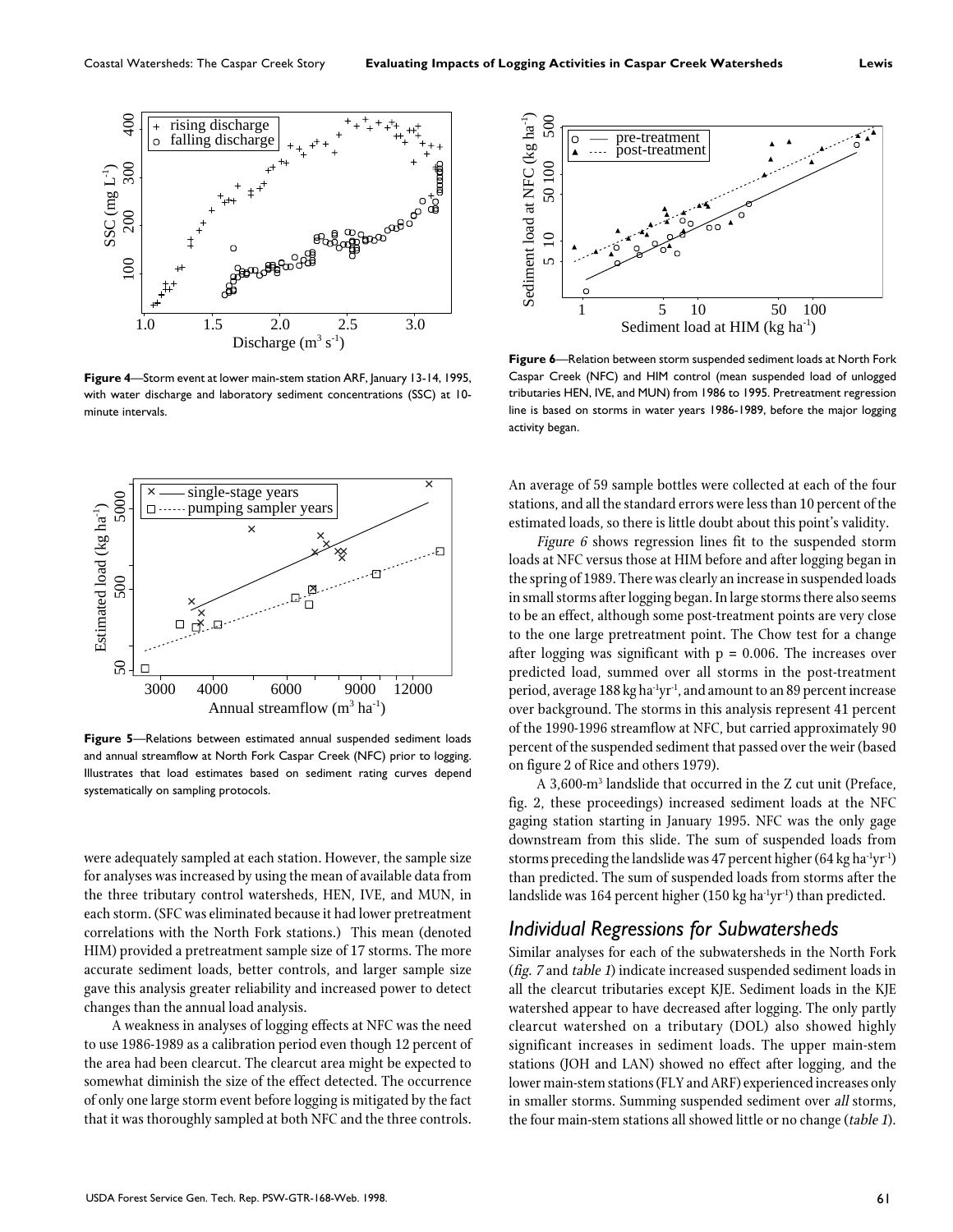**Figure 4**—Storm event at lower main-stem station ARF, January 13-14, 1995, with water discharge and laboratory sediment concentrations (SSC) at 10-minute intervals.

**Figure 5**—Relations between estimated annual suspended sediment loads and annual streamflow at North Fork Caspar Creek (NFC) prior to logging. Illustrates that load estimates based on sediment rating curves depend systematically on sampling protocols.

were adequately sampled at each station. However, the sample size for analyses was increased by using the mean of available data from the three tributary control watersheds, HEN, IVE, and MUN, in each storm. (SFC was eliminated because it had lower pretreatment correlations with the North Fork stations.) This mean (denoted HIM) provided a pretreatment sample size of 17 storms. The more accurate sediment loads, better controls, and larger sample size gave this analysis greater reliability and increased power to detect changes than the annual load analysis.

A weakness in analyses of logging effects at NFC was the need to use 1986-1989 as a calibration period even though 12 percent of the area had been clearcut. The clearcut area might be expected to somewhat diminish the size of the effect detected. The occurrence of only one large storm event before logging is mitigated by the fact that it was thoroughly sampled at both NFC and the three controls.

**Figure 6**—Relation between storm suspended sediment loads at North Fork Caspar Creek (NFC) and HIM control (mean suspended load of unlogged tributaries HEN, IVE, and MUN) from 1986 to 1995. Pretreatment regression line is based on storms in water years 1986-1989, before the major logging activity began.

An average of 59 sample bottles were collected at each of the four stations, and all the standard errors were less than 10 percent of the estimated loads, so there is little doubt about this point's validity.

*Figure 6* shows regression lines fit to the suspended storm loads at NFC versus those at HIM before and after logging began in the spring of 1989. There was clearly an increase in suspended loads in small storms after logging began. In large storms there also seems to be an effect, although some post-treatment points are very close to the one large pretreatment point. The Chow test for a change after logging was significant with $p = 0.006$. The increases over predicted load, summed over all storms in the post-treatment period, average 188 kg ha$^{-1}$yr$^{-1}$, and amount to an 89 percent increase over background. The storms in this analysis represent 41 percent of the 1990-1996 streamflow at NFC, but carried approximately 90 percent of the suspended sediment that passed over the weir (based on figure 2 of Rice and others 1979).

A 3,600-m$^3$ landslide that occurred in the Z cut unit (Preface, fig. 2, these proceedings) increased sediment loads at the NFC gaging station starting in January 1995. NFC was the only gage downstream from this slide. The sum of suspended loads from storms preceding the landslide was 47 percent higher (64 kg ha$^{-1}$yr$^{-1}$) than predicted. The sum of suspended loads from storms after the landslide was 164 percent higher (150 kg ha$^{-1}$yr$^{-1}$) than predicted.

## Individual Regressions for Subwatersheds

Similar analyses for each of the subwatersheds in the North Fork (*fig. 7* and *table 1*) indicate increased suspended sediment loads in all the clearcut tributaries except KJE. Sediment loads in the KJE watershed appear to have decreased after logging. The only partly clearcut watershed on a tributary (DOL) also showed highly significant increases in sediment loads. The upper main-stem stations (JOH and LAN) showed no effect after logging, and the lower main-stem stations (FLY and ARF) experienced increases only in smaller storms. Summing suspended sediment over *all* storms, the four main-stem stations all showed little or no change (*table 1*).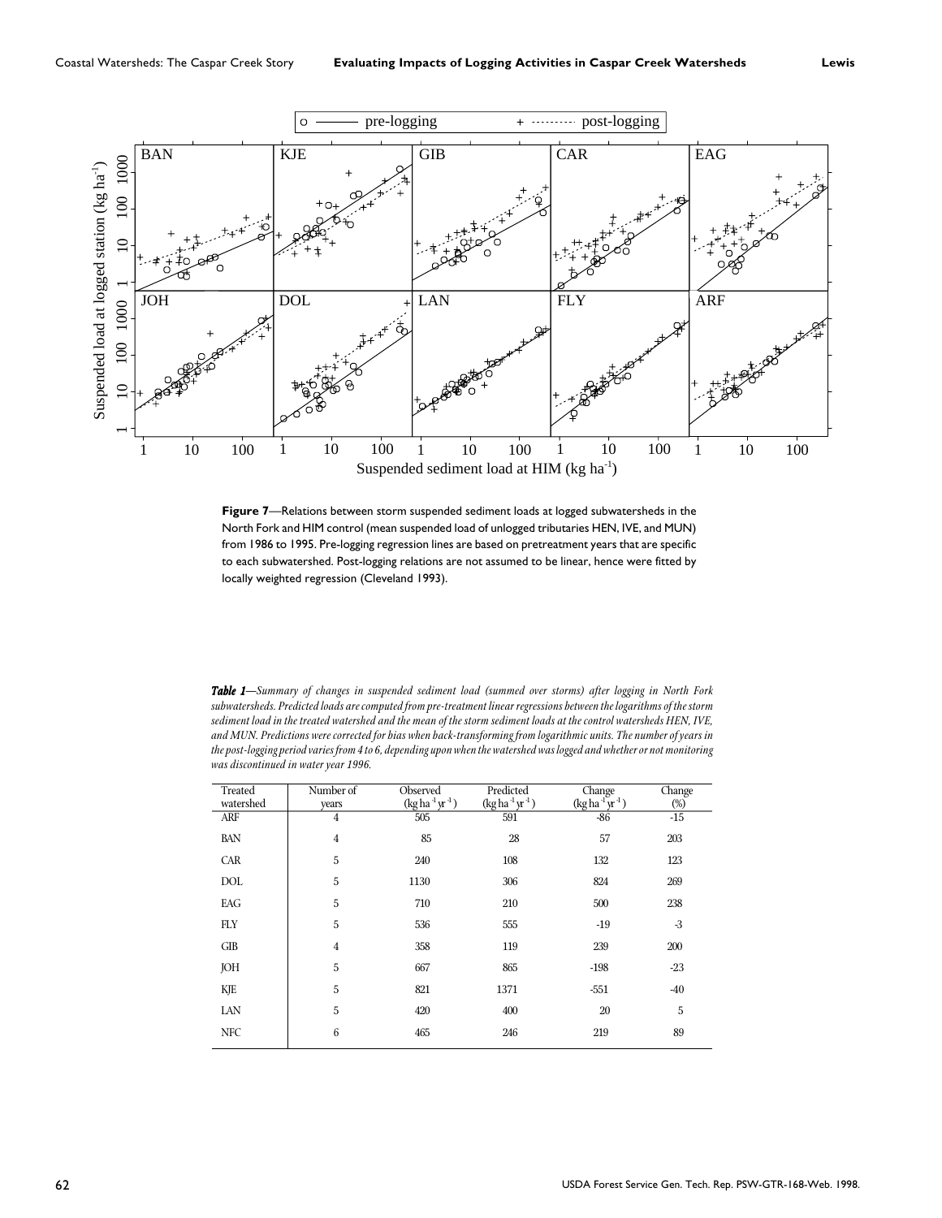**Figure 7**—Relations between storm suspended sediment loads at logged subwatersheds in the North Fork and HIM control (mean suspended load of unlogged tributaries HEN, IVE, and MUN) from 1986 to 1995. Pre-logging regression lines are based on pretreatment years that are specific to each subwatershed. Post-logging relations are not assumed to be linear, hence were fitted by locally weighted regression (Cleveland 1993).

***Table 1**—Summary of changes in suspended sediment load (summed over storms) after logging in North Fork subwatersheds. Predicted loads are computed from pre-treatment linear regressions between the logarithms of the storm sediment load in the treated watershed and the mean of the storm sediment loads at the control watersheds HEN, IVE, and MUN. Predictions were corrected for bias when back-transforming from logarithmic units. The number of years in the post-logging period varies from 4 to 6, depending upon when the watershed was logged and whether or not monitoring was discontinued in water year 1996.*

| Treated watershed | Number of years | Observed ($kg\,ha^{-1}yr^{-1}$) | Predicted ($kg\,ha^{-1}yr^{-1}$) | Change ($kg\,ha^{-1}yr^{-1}$) | Change (%) |
|---|---|---|---|---|---|
| ARF | 4 | 505 | 591 | -86 | -15 |
| BAN | 4 | 85 | 28 | 57 | 203 |
| CAR | 5 | 240 | 108 | 132 | 123 |
| DOL | 5 | 1130 | 306 | 824 | 269 |
| EAG | 5 | 710 | 210 | 500 | 238 |
| FLY | 5 | 536 | 555 | -19 | -3 |
| GIB | 4 | 358 | 119 | 239 | 200 |
| JOH | 5 | 667 | 865 | -198 | -23 |
| KJE | 5 | 821 | 1371 | -551 | -40 |
| LAN | 5 | 420 | 400 | 20 | 5 |
| NFC | 6 | 465 | 246 | 219 | 89 |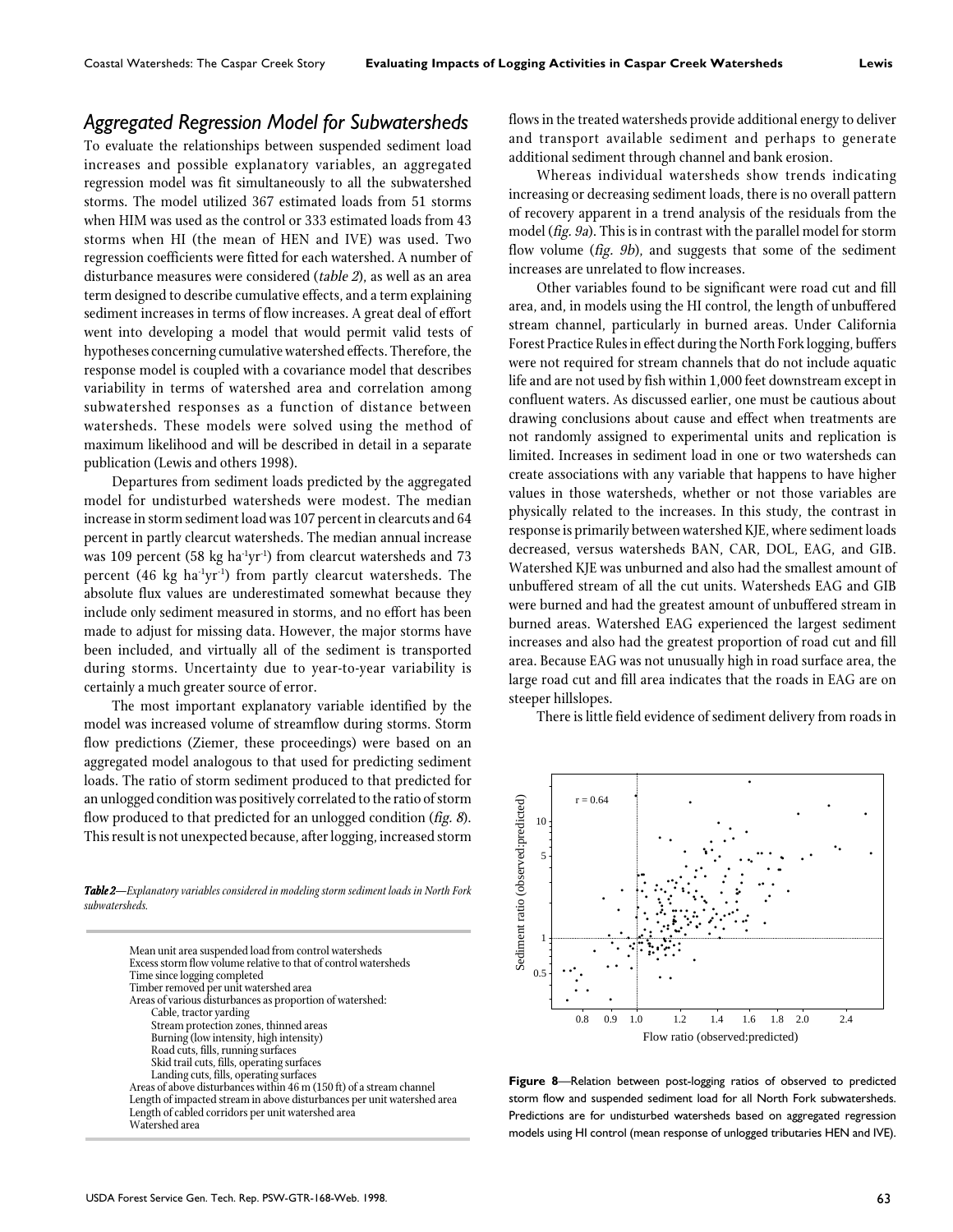## Aggregated Regression Model for Subwatersheds

To evaluate the relationships between suspended sediment load increases and possible explanatory variables, an aggregated regression model was fit simultaneously to all the subwatershed storms. The model utilized 367 estimated loads from 51 storms when HIM was used as the control or 333 estimated loads from 43 storms when HI (the mean of HEN and IVE) was used. Two regression coefficients were fitted for each watershed. A number of disturbance measures were considered (*table 2*), as well as an area term designed to describe cumulative effects, and a term explaining sediment increases in terms of flow increases. A great deal of effort went into developing a model that would permit valid tests of hypotheses concerning cumulative watershed effects. Therefore, the response model is coupled with a covariance model that describes variability in terms of watershed area and correlation among subwatershed responses as a function of distance between watersheds. These models were solved using the method of maximum likelihood and will be described in detail in a separate publication (Lewis and others 1998).

Departures from sediment loads predicted by the aggregated model for undisturbed watersheds were modest. The median increase in storm sediment load was 107 percent in clearcuts and 64 percent in partly clearcut watersheds. The median annual increase was 109 percent (58 kg ha$^{-1}$yr$^{-1}$) from clearcut watersheds and 73 percent (46 kg ha$^{-1}$yr$^{-1}$) from partly clearcut watersheds. The absolute flux values are underestimated somewhat because they include only sediment measured in storms, and no effort has been made to adjust for missing data. However, the major storms have been included, and virtually all of the sediment is transported during storms. Uncertainty due to year-to-year variability is certainly a much greater source of error.

The most important explanatory variable identified by the model was increased volume of streamflow during storms. Storm flow predictions (Ziemer, these proceedings) were based on an aggregated model analogous to that used for predicting sediment loads. The ratio of storm sediment produced to that predicted for an unlogged condition was positively correlated to the ratio of storm flow produced to that predicted for an unlogged condition (*fig. 8*). This result is not unexpected because, after logging, increased storm flows in the treated watersheds provide additional energy to deliver and transport available sediment and perhaps to generate additional sediment through channel and bank erosion.

**Table 2**—*Explanatory variables considered in modeling storm sediment loads in North Fork subwatersheds.*

| |
|---|
| Mean unit area suspended load from control watersheds |
| Excess storm flow volume relative to that of control watersheds |
| Time since logging completed |
| Timber removed per unit watershed area |
| Areas of various disturbances as proportion of watershed: |
| Cable, tractor yarding |
| Stream protection zones, thinned areas |
| Burning (low intensity, high intensity) |
| Road cuts, fills, running surfaces |
| Skid trail cuts, fills, operating surfaces |
| Landing cuts, fills, operating surfaces |
| Areas of above disturbances within 46 m (150 ft) of a stream channel |
| Length of impacted stream in above disturbances per unit watershed area |
| Length of cabled corridors per unit watershed area |
| Watershed area |

Whereas individual watersheds show trends indicating increasing or decreasing sediment loads, there is no overall pattern of recovery apparent in a trend analysis of the residuals from the model (*fig. 9a*). This is in contrast with the parallel model for storm flow volume (*fig. 9b*), and suggests that some of the sediment increases are unrelated to flow increases.

Other variables found to be significant were road cut and fill area, and, in models using the HI control, the length of unbuffered stream channel, particularly in burned areas. Under California Forest Practice Rules in effect during the North Fork logging, buffers were not required for stream channels that do not include aquatic life and are not used by fish within 1,000 feet downstream except in confluent waters. As discussed earlier, one must be cautious about drawing conclusions about cause and effect when treatments are not randomly assigned to experimental units and replication is limited. Increases in sediment load in one or two watersheds can create associations with any variable that happens to have higher values in those watersheds, whether or not those variables are physically related to the increases. In this study, the contrast in response is primarily between watershed KJE, where sediment loads decreased, versus watersheds BAN, CAR, DOL, EAG, and GIB. Watershed KJE was unburned and also had the smallest amount of unbuffered stream of all the cut units. Watersheds EAG and GIB were burned and had the greatest amount of unbuffered stream in burned areas. Watershed EAG experienced the largest sediment increases and also had the greatest proportion of road cut and fill area. Because EAG was not unusually high in road surface area, the large road cut and fill area indicates that the roads in EAG are on steeper hillslopes.

There is little field evidence of sediment delivery from roads in

**Figure 8**—Relation between post-logging ratios of observed to predicted storm flow and suspended sediment load for all North Fork subwatersheds. Predictions are for undisturbed watersheds based on aggregated regression models using HI control (mean response of unlogged tributaries HEN and IVE).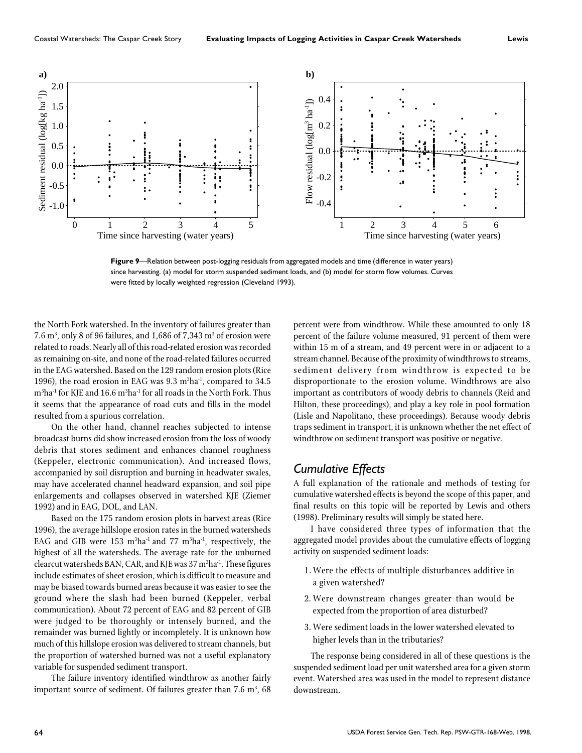**Figure 9**—Relation between post-logging residuals from aggregated models and time (difference in water years) since harvesting. (a) model for storm suspended sediment loads, and (b) model for storm flow volumes. Curves were fitted by locally weighted regression (Cleveland 1993).

the North Fork watershed. In the inventory of failures greater than 7.6 m$^3$, only 8 of 96 failures, and 1,686 of 7,343 m$^3$ of erosion were related to roads. Nearly all of this road-related erosion was recorded as remaining on-site, and none of the road-related failures occurred in the EAG watershed. Based on the 129 random erosion plots (Rice 1996), the road erosion in EAG was 9.3 m$^3$ha$^{-1}$, compared to 34.5 m$^3$ha$^{-1}$ for KJE and 16.6 m$^3$ha$^{-1}$ for all roads in the North Fork. Thus it seems that the appearance of road cuts and fills in the model resulted from a spurious correlation.

On the other hand, channel reaches subjected to intense broadcast burns did show increased erosion from the loss of woody debris that stores sediment and enhances channel roughness (Keppeler, electronic communication). And increased flows, accompanied by soil disruption and burning in headwater swales, may have accelerated channel headward expansion, and soil pipe enlargements and collapses observed in watershed KJE (Ziemer 1992) and in EAG, DOL, and LAN.

Based on the 175 random erosion plots in harvest areas (Rice 1996), the average hillslope erosion rates in the burned watersheds EAG and GIB were 153 m$^3$ha$^{-1}$ and 77 m$^3$ha$^{-1}$, respectively, the highest of all the watersheds. The average rate for the unburned clearcut watersheds BAN, CAR, and KJE was 37 m$^3$ha$^{-1}$. These figures include estimates of sheet erosion, which is difficult to measure and may be biased towards burned areas because it was easier to see the ground where the slash had been burned (Keppeler, verbal communication). About 72 percent of EAG and 82 percent of GIB were judged to be thoroughly or intensely burned, and the remainder was burned lightly or incompletely. It is unknown how much of this hillslope erosion was delivered to stream channels, but the proportion of watershed burned was not a useful explanatory variable for suspended sediment transport.

The failure inventory identified windthrow as another fairly important source of sediment. Of failures greater than 7.6 m$^3$, 68 percent were from windthrow. While these amounted to only 18 percent of the failure volume measured, 91 percent of them were within 15 m of a stream, and 49 percent were in or adjacent to a stream channel. Because of the proximity of windthrows to streams, sediment delivery from windthrow is expected to be disproportionate to the erosion volume. Windthrows are also important as contributors of woody debris to channels (Reid and Hilton, these proceedings), and play a key role in pool formation (Lisle and Napolitano, these proceedings). Because woody debris traps sediment in transport, it is unknown whether the net effect of windthrow on sediment transport was positive or negative.

## *Cumulative Effects*

A full explanation of the rationale and methods of testing for cumulative watershed effects is beyond the scope of this paper, and final results on this topic will be reported by Lewis and others (1998). Preliminary results will simply be stated here.

I have considered three types of information that the aggregated model provides about the cumulative effects of logging activity on suspended sediment loads:

1. Were the effects of multiple disturbances additive in a given watershed?
2. Were downstream changes greater than would be expected from the proportion of area disturbed?
3. Were sediment loads in the lower watershed elevated to higher levels than in the tributaries?

The response being considered in all of these questions is the suspended sediment load per unit watershed area for a given storm event. Watershed area was used in the model to represent distance downstream.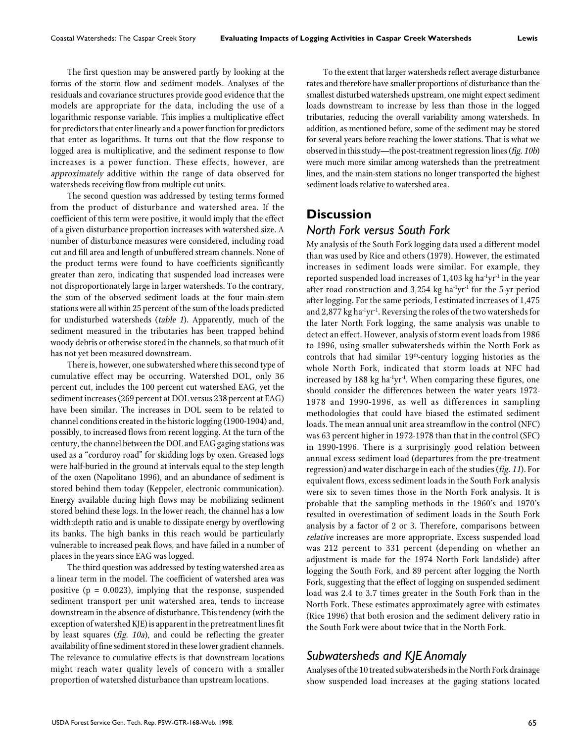The first question may be answered partly by looking at the forms of the storm flow and sediment models. Analyses of the residuals and covariance structures provide good evidence that the models are appropriate for the data, including the use of a logarithmic response variable. This implies a multiplicative effect for predictors that enter linearly and a power function for predictors that enter as logarithms. It turns out that the flow response to logged area is multiplicative, and the sediment response to flow increases is a power function. These effects, however, are *approximately* additive within the range of data observed for watersheds receiving flow from multiple cut units.

The second question was addressed by testing terms formed from the product of disturbance and watershed area. If the coefficient of this term were positive, it would imply that the effect of a given disturbance proportion increases with watershed size. A number of disturbance measures were considered, including road cut and fill area and length of unbuffered stream channels. None of the product terms were found to have coefficients significantly greater than zero, indicating that suspended load increases were not disproportionately large in larger watersheds. To the contrary, the sum of the observed sediment loads at the four main-stem stations were all within 25 percent of the sum of the loads predicted for undisturbed watersheds (*table 1*). Apparently, much of the sediment measured in the tributaries has been trapped behind woody debris or otherwise stored in the channels, so that much of it has not yet been measured downstream.

There is, however, one subwatershed where this second type of cumulative effect may be occurring. Watershed DOL, only 36 percent cut, includes the 100 percent cut watershed EAG, yet the sediment increases (269 percent at DOL versus 238 percent at EAG) have been similar. The increases in DOL seem to be related to channel conditions created in the historic logging (1900-1904) and, possibly, to increased flows from recent logging. At the turn of the century, the channel between the DOL and EAG gaging stations was used as a "corduroy road" for skidding logs by oxen. Greased logs were half-buried in the ground at intervals equal to the step length of the oxen (Napolitano 1996), and an abundance of sediment is stored behind them today (Keppeler, electronic communication). Energy available during high flows may be mobilizing sediment stored behind these logs. In the lower reach, the channel has a low width:depth ratio and is unable to dissipate energy by overflowing its banks. The high banks in this reach would be particularly vulnerable to increased peak flows, and have failed in a number of places in the years since EAG was logged.

The third question was addressed by testing watershed area as a linear term in the model. The coefficient of watershed area was positive ($p = 0.0023$), implying that the response, suspended sediment transport per unit watershed area, tends to increase downstream in the absence of disturbance. This tendency (with the exception of watershed KJE) is apparent in the pretreatment lines fit by least squares (*fig. 10a*), and could be reflecting the greater availability of fine sediment stored in these lower gradient channels. The relevance to cumulative effects is that downstream locations might reach water quality levels of concern with a smaller proportion of watershed disturbance than upstream locations.

To the extent that larger watersheds reflect average disturbance rates and therefore have smaller proportions of disturbance than the smallest disturbed watersheds upstream, one might expect sediment loads downstream to increase by less than those in the logged tributaries, reducing the overall variability among watersheds. In addition, as mentioned before, some of the sediment may be stored for several years before reaching the lower stations. That is what we observed in this study—the post-treatment regression lines (*fig. 10b*) were much more similar among watersheds than the pretreatment lines, and the main-stem stations no longer transported the highest sediment loads relative to watershed area.

## Discussion

### *North Fork versus South Fork*

My analysis of the South Fork logging data used a different model than was used by Rice and others (1979). However, the estimated increases in sediment loads were similar. For example, they reported suspended load increases of 1,403 kg $ha^{-1}yr^{-1}$ in the year after road construction and 3,254 kg $ha^{-1}yr^{-1}$ for the 5-yr period after logging. For the same periods, I estimated increases of 1,475 and 2,877 kg $ha^{-1}yr^{-1}$. Reversing the roles of the two watersheds for the later North Fork logging, the same analysis was unable to detect an effect. However, analysis of storm event loads from 1986 to 1996, using smaller subwatersheds within the North Fork as controls that had similar 19th-century logging histories as the whole North Fork, indicated that storm loads at NFC had increased by 188 kg $ha^{-1}yr^{-1}$. When comparing these figures, one should consider the differences between the water years 1972-1978 and 1990-1996, as well as differences in sampling methodologies that could have biased the estimated sediment loads. The mean annual unit area streamflow in the control (NFC) was 63 percent higher in 1972-1978 than that in the control (SFC) in 1990-1996. There is a surprisingly good relation between annual excess sediment load (departures from the pre-treatment regression) and water discharge in each of the studies (*fig. 11*). For equivalent flows, excess sediment loads in the South Fork analysis were six to seven times those in the North Fork analysis. It is probable that the sampling methods in the 1960's and 1970's resulted in overestimation of sediment loads in the South Fork analysis by a factor of 2 or 3. Therefore, comparisons between *relative* increases are more appropriate. Excess suspended load was 212 percent to 331 percent (depending on whether an adjustment is made for the 1974 North Fork landslide) after logging the South Fork, and 89 percent after logging the North Fork, suggesting that the effect of logging on suspended sediment load was 2.4 to 3.7 times greater in the South Fork than in the North Fork. These estimates approximately agree with estimates (Rice 1996) that both erosion and the sediment delivery ratio in the South Fork were about twice that in the North Fork.

### *Subwatersheds and KJE Anomaly*

Analyses of the 10 treated subwatersheds in the North Fork drainage show suspended load increases at the gaging stations located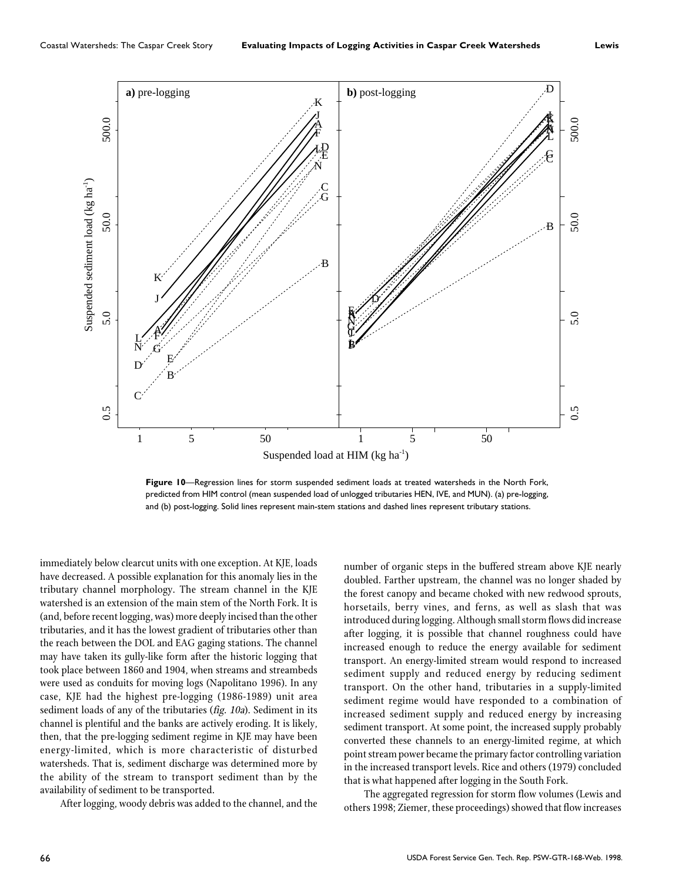Figure 10—Regression lines for storm suspended sediment loads at treated watersheds in the North Fork, predicted from HIM control (mean suspended load of unlogged tributaries HEN, IVE, and MUN). (a) pre-logging, and (b) post-logging. Solid lines represent main-stem stations and dashed lines represent tributary stations.

immediately below clearcut units with one exception. At KJE, loads have decreased. A possible explanation for this anomaly lies in the tributary channel morphology. The stream channel in the KJE watershed is an extension of the main stem of the North Fork. It is (and, before recent logging, was) more deeply incised than the other tributaries, and it has the lowest gradient of tributaries other than the reach between the DOL and EAG gaging stations. The channel may have taken its gully-like form after the historic logging that took place between 1860 and 1904, when streams and streambeds were used as conduits for moving logs (Napolitano 1996). In any case, KJE had the highest pre-logging (1986-1989) unit area sediment loads of any of the tributaries (*fig. 10a*). Sediment in its channel is plentiful and the banks are actively eroding. It is likely, then, that the pre-logging sediment regime in KJE may have been energy-limited, which is more characteristic of disturbed watersheds. That is, sediment discharge was determined more by the ability of the stream to transport sediment than by the availability of sediment to be transported.

After logging, woody debris was added to the channel, and the number of organic steps in the buffered stream above KJE nearly doubled. Farther upstream, the channel was no longer shaded by the forest canopy and became choked with new redwood sprouts, horsetails, berry vines, and ferns, as well as slash that was introduced during logging. Although small storm flows did increase after logging, it is possible that channel roughness could have increased enough to reduce the energy available for sediment transport. An energy-limited stream would respond to increased sediment supply and reduced energy by reducing sediment transport. On the other hand, tributaries in a supply-limited sediment regime would have responded to a combination of increased sediment supply and reduced energy by increasing sediment transport. At some point, the increased supply probably converted these channels to an energy-limited regime, at which point stream power became the primary factor controlling variation in the increased transport levels. Rice and others (1979) concluded that is what happened after logging in the South Fork.

The aggregated regression for storm flow volumes (Lewis and others 1998; Ziemer, these proceedings) showed that flow increases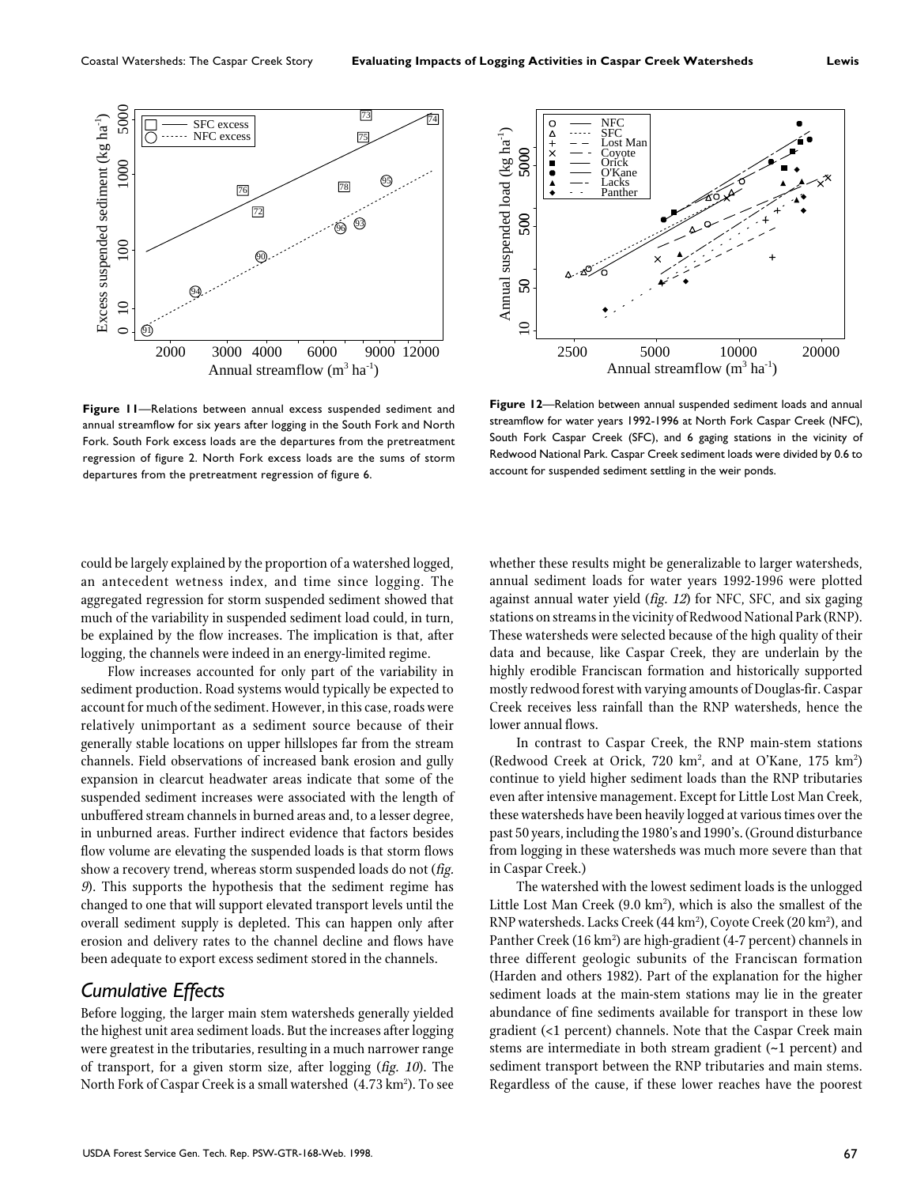**Figure 11**—Relations between annual excess suspended sediment and annual streamflow for six years after logging in the South Fork and North Fork. South Fork excess loads are the departures from the pretreatment regression of figure 2. North Fork excess loads are the sums of storm departures from the pretreatment regression of figure 6.

**Figure 12**—Relation between annual suspended sediment loads and annual streamflow for water years 1992-1996 at North Fork Caspar Creek (NFC), South Fork Caspar Creek (SFC), and 6 gaging stations in the vicinity of Redwood National Park. Caspar Creek sediment loads were divided by 0.6 to account for suspended sediment settling in the weir ponds.

could be largely explained by the proportion of a watershed logged, an antecedent wetness index, and time since logging. The aggregated regression for storm suspended sediment showed that much of the variability in suspended sediment load could, in turn, be explained by the flow increases. The implication is that, after logging, the channels were indeed in an energy-limited regime.

Flow increases accounted for only part of the variability in sediment production. Road systems would typically be expected to account for much of the sediment. However, in this case, roads were relatively unimportant as a sediment source because of their generally stable locations on upper hillslopes far from the stream channels. Field observations of increased bank erosion and gully expansion in clearcut headwater areas indicate that some of the suspended sediment increases were associated with the length of unbuffered stream channels in burned areas and, to a lesser degree, in unburned areas. Further indirect evidence that factors besides flow volume are elevating the suspended loads is that storm flows show a recovery trend, whereas storm suspended loads do not (*fig. 9*). This supports the hypothesis that the sediment regime has changed to one that will support elevated transport levels until the overall sediment supply is depleted. This can happen only after erosion and delivery rates to the channel decline and flows have been adequate to export excess sediment stored in the channels.

## Cumulative Effects

Before logging, the larger main stem watersheds generally yielded the highest unit area sediment loads. But the increases after logging were greatest in the tributaries, resulting in a much narrower range of transport, for a given storm size, after logging (*fig. 10*). The North Fork of Caspar Creek is a small watershed (4.73 km$^2$). To see whether these results might be generalizable to larger watersheds, annual sediment loads for water years 1992-1996 were plotted against annual water yield (*fig. 12*) for NFC, SFC, and six gaging stations on streams in the vicinity of Redwood National Park (RNP). These watersheds were selected because of the high quality of their data and because, like Caspar Creek, they are underlain by the highly erodible Franciscan formation and historically supported mostly redwood forest with varying amounts of Douglas-fir. Caspar Creek receives less rainfall than the RNP watersheds, hence the lower annual flows.

In contrast to Caspar Creek, the RNP main-stem stations (Redwood Creek at Orick, 720 km$^2$, and at O'Kane, 175 km$^2$) continue to yield higher sediment loads than the RNP tributaries even after intensive management. Except for Little Lost Man Creek, these watersheds have been heavily logged at various times over the past 50 years, including the 1980's and 1990's. (Ground disturbance from logging in these watersheds was much more severe than that in Caspar Creek.)

The watershed with the lowest sediment loads is the unlogged Little Lost Man Creek (9.0 km$^2$), which is also the smallest of the RNP watersheds. Lacks Creek (44 km$^2$), Coyote Creek (20 km$^2$), and Panther Creek (16 km$^2$) are high-gradient (4-7 percent) channels in three different geologic subunits of the Franciscan formation (Harden and others 1982). Part of the explanation for the higher sediment loads at the main-stem stations may lie in the greater abundance of fine sediments available for transport in these low gradient (<1 percent) channels. Note that the Caspar Creek main stems are intermediate in both stream gradient (~1 percent) and sediment transport between the RNP tributaries and main stems. Regardless of the cause, if these lower reaches have the poorest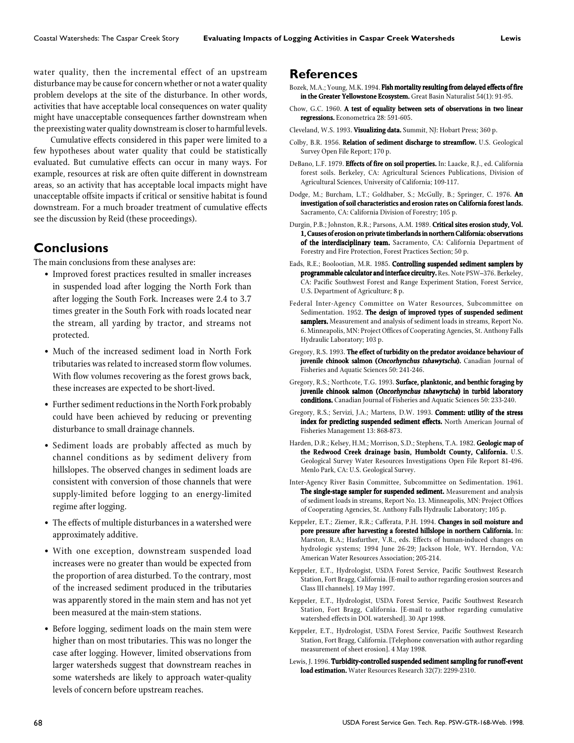water quality, then the incremental effect of an upstream disturbance may be cause for concern whether or not a water quality problem develops at the site of the disturbance. In other words, activities that have acceptable local consequences on water quality might have unacceptable consequences farther downstream when the preexisting water quality downstream is closer to harmful levels.

Cumulative effects considered in this paper were limited to a few hypotheses about water quality that could be statistically evaluated. But cumulative effects can occur in many ways. For example, resources at risk are often quite different in downstream areas, so an activity that has acceptable local impacts might have unacceptable offsite impacts if critical or sensitive habitat is found downstream. For a much broader treatment of cumulative effects see the discussion by Reid (these proceedings).

## Conclusions

The main conclusions from these analyses are:

- Improved forest practices resulted in smaller increases in suspended load after logging the North Fork than after logging the South Fork. Increases were 2.4 to 3.7 times greater in the South Fork with roads located near the stream, all yarding by tractor, and streams not protected.
- Much of the increased sediment load in North Fork tributaries was related to increased storm flow volumes. With flow volumes recovering as the forest grows back, these increases are expected to be short-lived.
- Further sediment reductions in the North Fork probably could have been achieved by reducing or preventing disturbance to small drainage channels.
- Sediment loads are probably affected as much by channel conditions as by sediment delivery from hillslopes. The observed changes in sediment loads are consistent with conversion of those channels that were supply-limited before logging to an energy-limited regime after logging.
- The effects of multiple disturbances in a watershed were approximately additive.
- With one exception, downstream suspended load increases were no greater than would be expected from the proportion of area disturbed. To the contrary, most of the increased sediment produced in the tributaries was apparently stored in the main stem and has not yet been measured at the main-stem stations.
- Before logging, sediment loads on the main stem were higher than on most tributaries. This was no longer the case after logging. However, limited observations from larger watersheds suggest that downstream reaches in some watersheds are likely to approach water-quality levels of concern before upstream reaches.

## References

Bozek, M.A.; Young, M.K. 1994. **Fish mortality resulting from delayed effects of fire in the Greater Yellowstone Ecosystem.** Great Basin Naturalist 54(1): 91-95.

Chow, G.C. 1960. **A test of equality between sets of observations in two linear regressions.** Econometrica 28: 591-605.

Cleveland, W.S. 1993. **Visualizing data.** Summit, NJ: Hobart Press; 360 p.

Colby, B.R. 1956. **Relation of sediment discharge to streamflow.** U.S. Geological Survey Open File Report; 170 p.

DeBano, L.F. 1979. **Effects of fire on soil properties.** In: Laacke, R.J., ed. California forest soils. Berkeley, CA: Agricultural Sciences Publications, Division of Agricultural Sciences, University of California; 109-117.

Dodge, M.; Burcham, L.T.; Goldhaber, S.; McGully, B.; Springer, C. 1976. **An investigation of soil characteristics and erosion rates on California forest lands.** Sacramento, CA: California Division of Forestry; 105 p.

Durgin, P.B.; Johnston, R.R.; Parsons, A.M. 1989. **Critical sites erosion study, Vol. 1, Causes of erosion on private timberlands in northern California: observations of the interdisciplinary team.** Sacramento, CA: California Department of Forestry and Fire Protection, Forest Practices Section; 50 p.

Eads, R.E.; Boolootian, M.R. 1985. **Controlling suspended sediment samplers by programmable calculator and interface circuitry.** Res. Note PSW–376. Berkeley, CA: Pacific Southwest Forest and Range Experiment Station, Forest Service, U.S. Department of Agriculture; 8 p.

Federal Inter-Agency Committee on Water Resources, Subcommittee on Sedimentation. 1952. **The design of improved types of suspended sediment samplers.** Measurement and analysis of sediment loads in streams, Report No. 6. Minneapolis, MN: Project Offices of Cooperating Agencies, St. Anthony Falls Hydraulic Laboratory; 103 p.

Gregory, R.S. 1993. **The effect of turbidity on the predator avoidance behaviour of juvenile chinook salmon (*Oncorhynchus tshawytscha*).** Canadian Journal of Fisheries and Aquatic Sciences 50: 241-246.

Gregory, R.S.; Northcote, T.G. 1993. **Surface, planktonic, and benthic foraging by juvenile chinook salmon (*Oncorhynchus tshawytscha*) in turbid laboratory conditions.** Canadian Journal of Fisheries and Aquatic Sciences 50: 233-240.

Gregory, R.S.; Servizi, J.A.; Martens, D.W. 1993. **Comment: utility of the stress index for predicting suspended sediment effects.** North American Journal of Fisheries Management 13: 868-873.

Harden, D.R.; Kelsey, H.M.; Morrison, S.D.; Stephens, T.A. 1982. **Geologic map of the Redwood Creek drainage basin, Humboldt County, California.** U.S. Geological Survey Water Resources Investigations Open File Report 81-496. Menlo Park, CA: U.S. Geological Survey.

Inter-Agency River Basin Committee, Subcommittee on Sedimentation. 1961. **The single-stage sampler for suspended sediment.** Measurement and analysis of sediment loads in streams, Report No. 13. Minneapolis, MN: Project Offices of Cooperating Agencies, St. Anthony Falls Hydraulic Laboratory; 105 p.

Keppeler, E.T.; Ziemer, R.R.; Cafferata, P.H. 1994. **Changes in soil moisture and pore pressure after harvesting a forested hillslope in northern California.** In: Marston, R.A.; Hasfurther, V.R., eds. Effects of human-induced changes on hydrologic systems; 1994 June 26-29; Jackson Hole, WY. Herndon, VA: American Water Resources Association; 205-214.

Keppeler, E.T., Hydrologist, USDA Forest Service, Pacific Southwest Research Station, Fort Bragg, California. [E-mail to author regarding erosion sources and Class III channels]. 19 May 1997.

Keppeler, E.T., Hydrologist, USDA Forest Service, Pacific Southwest Research Station, Fort Bragg, California. [E-mail to author regarding cumulative watershed effects in DOL watershed]. 30 Apr 1998.

Keppeler, E.T., Hydrologist, USDA Forest Service, Pacific Southwest Research Station, Fort Bragg, California. [Telephone conversation with author regarding measurement of sheet erosion]. 4 May 1998.

Lewis, J. 1996. **Turbidity-controlled suspended sediment sampling for runoff-event load estimation.** Water Resources Research 32(7): 2299-2310.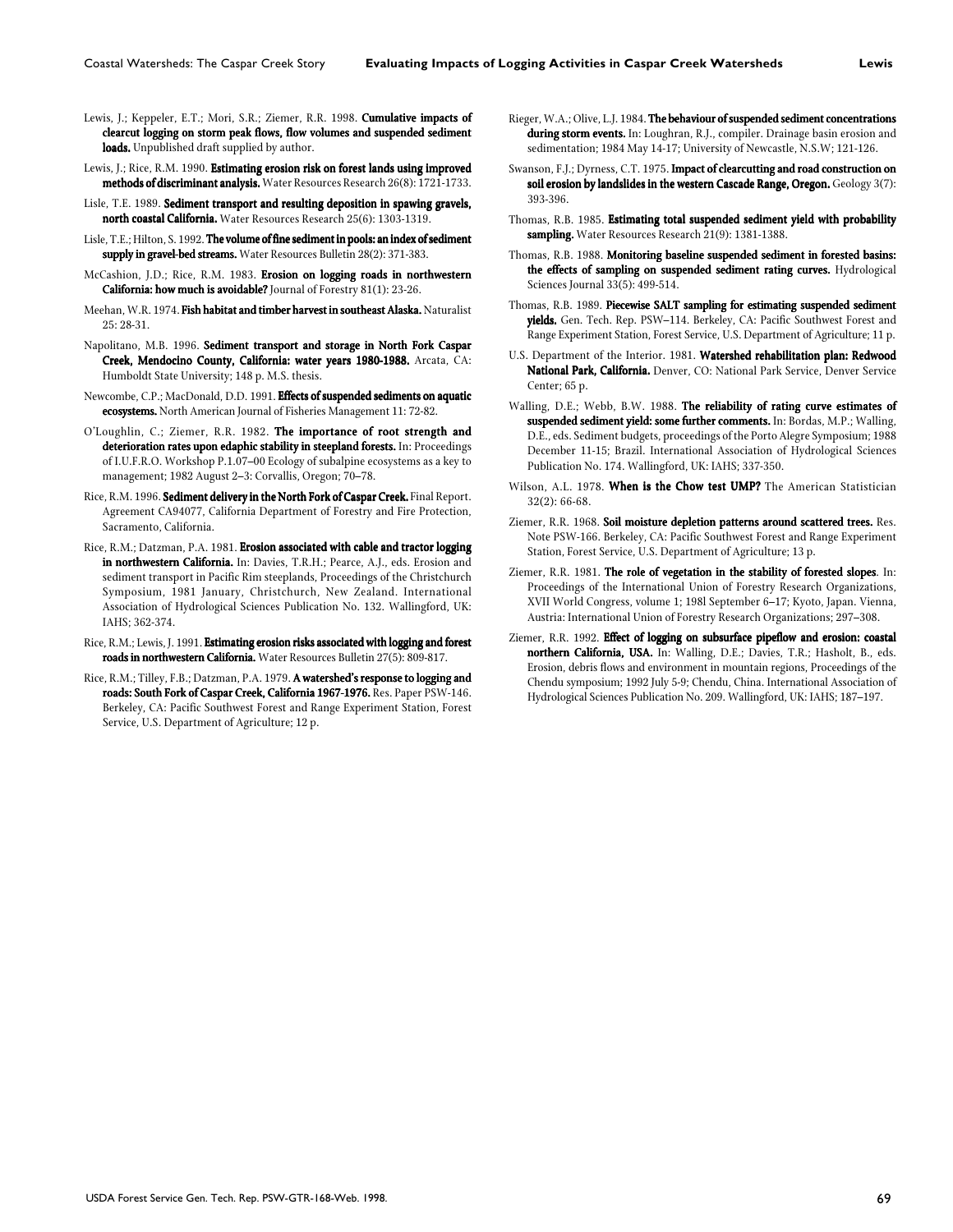Lewis, J.; Keppeler, E.T.; Mori, S.R.; Ziemer, R.R. 1998. **Cumulative impacts of clearcut logging on storm peak flows, flow volumes and suspended sediment loads.** Unpublished draft supplied by author.

Lewis, J.; Rice, R.M. 1990. **Estimating erosion risk on forest lands using improved methods of discriminant analysis.** Water Resources Research 26(8): 1721-1733.

Lisle, T.E. 1989. **Sediment transport and resulting deposition in spawing gravels, north coastal California.** Water Resources Research 25(6): 1303-1319.

Lisle, T.E.; Hilton, S. 1992. **The volume of fine sediment in pools: an index of sediment supply in gravel-bed streams.** Water Resources Bulletin 28(2): 371-383.

McCashion, J.D.; Rice, R.M. 1983. **Erosion on logging roads in northwestern California: how much is avoidable?** Journal of Forestry 81(1): 23-26.

Meehan, W.R. 1974. **Fish habitat and timber harvest in southeast Alaska.** Naturalist 25: 28-31.

Napolitano, M.B. 1996. **Sediment transport and storage in North Fork Caspar Creek, Mendocino County, California: water years 1980-1988.** Arcata, CA: Humboldt State University; 148 p. M.S. thesis.

Newcombe, C.P.; MacDonald, D.D. 1991. **Effects of suspended sediments on aquatic ecosystems.** North American Journal of Fisheries Management 11: 72-82.

O'Loughlin, C.; Ziemer, R.R. 1982. **The importance of root strength and deterioration rates upon edaphic stability in steepland forests.** In: Proceedings of I.U.F.R.O. Workshop P.1.07–00 Ecology of subalpine ecosystems as a key to management; 1982 August 2–3: Corvallis, Oregon; 70–78.

Rice, R.M. 1996. **Sediment delivery in the North Fork of Caspar Creek.** Final Report. Agreement CA94077, California Department of Forestry and Fire Protection, Sacramento, California.

Rice, R.M.; Datzman, P.A. 1981. **Erosion associated with cable and tractor logging in northwestern California.** In: Davies, T.R.H.; Pearce, A.J., eds. Erosion and sediment transport in Pacific Rim steeplands, Proceedings of the Christchurch Symposium, 1981 January, Christchurch, New Zealand. International Association of Hydrological Sciences Publication No. 132. Wallingford, UK: IAHS; 362-374.

Rice, R.M.; Lewis, J. 1991. **Estimating erosion risks associated with logging and forest roads in northwestern California.** Water Resources Bulletin 27(5): 809-817.

Rice, R.M.; Tilley, F.B.; Datzman, P.A. 1979. **A watershed's response to logging and roads: South Fork of Caspar Creek, California 1967-1976.** Res. Paper PSW-146. Berkeley, CA: Pacific Southwest Forest and Range Experiment Station, Forest Service, U.S. Department of Agriculture; 12 p.

Rieger, W.A.; Olive, L.J. 1984. **The behaviour of suspended sediment concentrations during storm events.** In: Loughran, R.J., compiler. Drainage basin erosion and sedimentation; 1984 May 14-17; University of Newcastle, N.S.W; 121-126.

Swanson, F.J.; Dyrness, C.T. 1975. **Impact of clearcutting and road construction on soil erosion by landslides in the western Cascade Range, Oregon.** Geology 3(7): 393-396.

Thomas, R.B. 1985. **Estimating total suspended sediment yield with probability sampling.** Water Resources Research 21(9): 1381-1388.

Thomas, R.B. 1988. **Monitoring baseline suspended sediment in forested basins: the effects of sampling on suspended sediment rating curves.** Hydrological Sciences Journal 33(5): 499-514.

Thomas, R.B. 1989. **Piecewise SALT sampling for estimating suspended sediment yields.** Gen. Tech. Rep. PSW–114. Berkeley, CA: Pacific Southwest Forest and Range Experiment Station, Forest Service, U.S. Department of Agriculture; 11 p.

U.S. Department of the Interior. 1981. **Watershed rehabilitation plan: Redwood National Park, California.** Denver, CO: National Park Service, Denver Service Center; 65 p.

Walling, D.E.; Webb, B.W. 1988. **The reliability of rating curve estimates of suspended sediment yield: some further comments.** In: Bordas, M.P.; Walling, D.E., eds. Sediment budgets, proceedings of the Porto Alegre Symposium; 1988 December 11-15; Brazil. International Association of Hydrological Sciences Publication No. 174. Wallingford, UK: IAHS; 337-350.

Wilson, A.L. 1978. **When is the Chow test UMP?** The American Statistician 32(2): 66-68.

Ziemer, R.R. 1968. **Soil moisture depletion patterns around scattered trees.** Res. Note PSW-166. Berkeley, CA: Pacific Southwest Forest and Range Experiment Station, Forest Service, U.S. Department of Agriculture; 13 p.

Ziemer, R.R. 1981. **The role of vegetation in the stability of forested slopes**. In: Proceedings of the International Union of Forestry Research Organizations, XVII World Congress, volume 1; 198l September 6–17; Kyoto, Japan. Vienna, Austria: International Union of Forestry Research Organizations; 297–308.

Ziemer, R.R. 1992. **Effect of logging on subsurface pipeflow and erosion: coastal northern California, USA.** In: Walling, D.E.; Davies, T.R.; Hasholt, B., eds. Erosion, debris flows and environment in mountain regions, Proceedings of the Chendu symposium; 1992 July 5-9; Chendu, China. International Association of Hydrological Sciences Publication No. 209. Wallingford, UK: IAHS; 187–197.